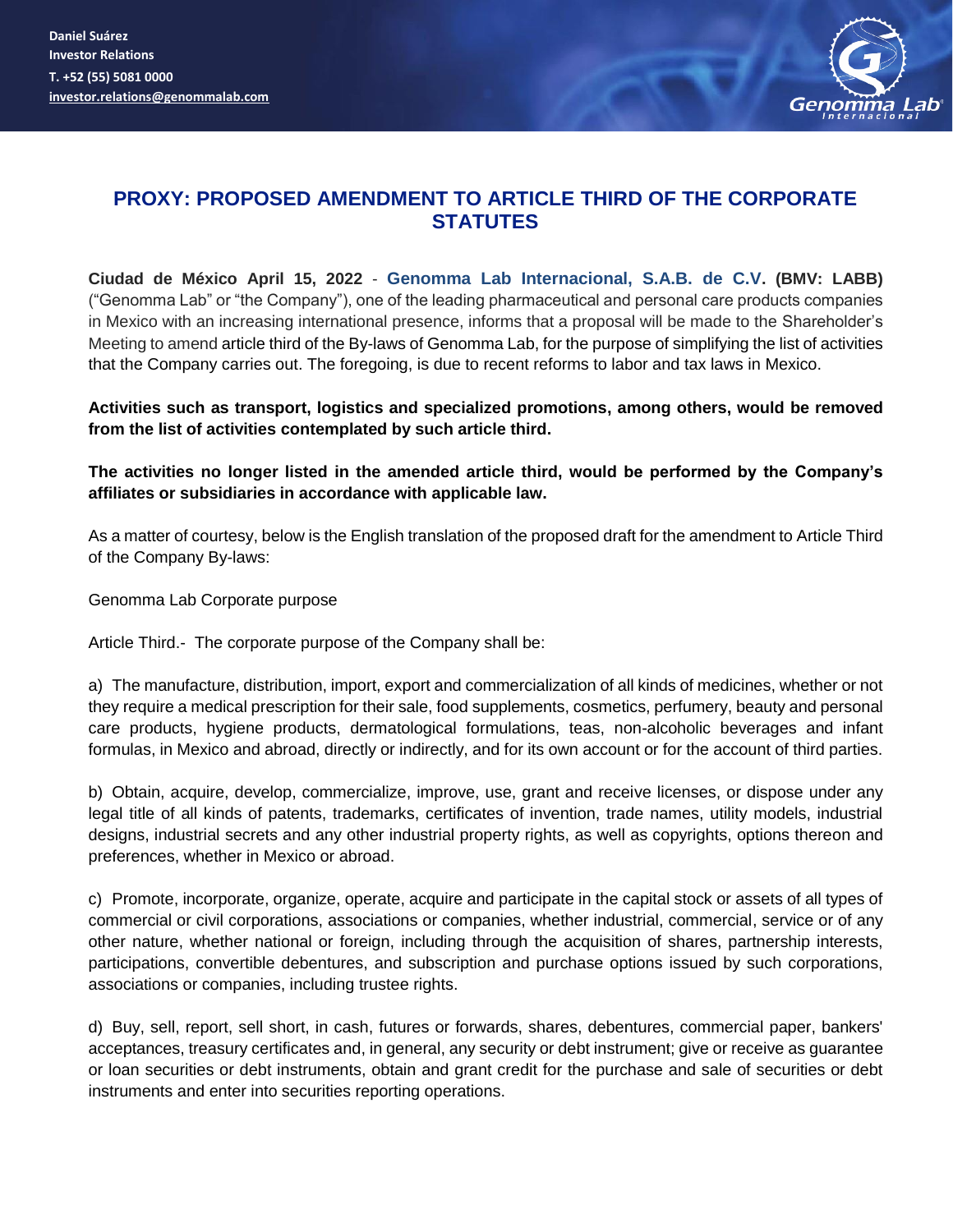Daniel Suárez
Investor Relations
T. +52 (55) 5081 0000
investor.relations@genommalab.com

# PROXY: PROPOSED AMENDMENT TO ARTICLE THIRD OF THE CORPORATE STATUTES

**Ciudad de México April 15, 2022** - **Genomma Lab Internacional, S.A.B. de C.V.** **(BMV: LABB)** ("Genomma Lab" or "the Company"), one of the leading pharmaceutical and personal care products companies in Mexico with an increasing international presence, informs that a proposal will be made to the Shareholder's Meeting to amend article third of the By-laws of Genomma Lab, for the purpose of simplifying the list of activities that the Company carries out. The foregoing, is due to recent reforms to labor and tax laws in Mexico.

**Activities such as transport, logistics and specialized promotions, among others, would be removed from the list of activities contemplated by such article third.**

**The activities no longer listed in the amended article third, would be performed by the Company's affiliates or subsidiaries in accordance with applicable law.**

As a matter of courtesy, below is the English translation of the proposed draft for the amendment to Article Third of the Company By-laws:

Genomma Lab Corporate purpose

Article Third.- The corporate purpose of the Company shall be:

a) The manufacture, distribution, import, export and commercialization of all kinds of medicines, whether or not they require a medical prescription for their sale, food supplements, cosmetics, perfumery, beauty and personal care products, hygiene products, dermatological formulations, teas, non-alcoholic beverages and infant formulas, in Mexico and abroad, directly or indirectly, and for its own account or for the account of third parties.

b) Obtain, acquire, develop, commercialize, improve, use, grant and receive licenses, or dispose under any legal title of all kinds of patents, trademarks, certificates of invention, trade names, utility models, industrial designs, industrial secrets and any other industrial property rights, as well as copyrights, options thereon and preferences, whether in Mexico or abroad.

c) Promote, incorporate, organize, operate, acquire and participate in the capital stock or assets of all types of commercial or civil corporations, associations or companies, whether industrial, commercial, service or of any other nature, whether national or foreign, including through the acquisition of shares, partnership interests, participations, convertible debentures, and subscription and purchase options issued by such corporations, associations or companies, including trustee rights.

d) Buy, sell, report, sell short, in cash, futures or forwards, shares, debentures, commercial paper, bankers' acceptances, treasury certificates and, in general, any security or debt instrument; give or receive as guarantee or loan securities or debt instruments, obtain and grant credit for the purchase and sale of securities or debt instruments and enter into securities reporting operations.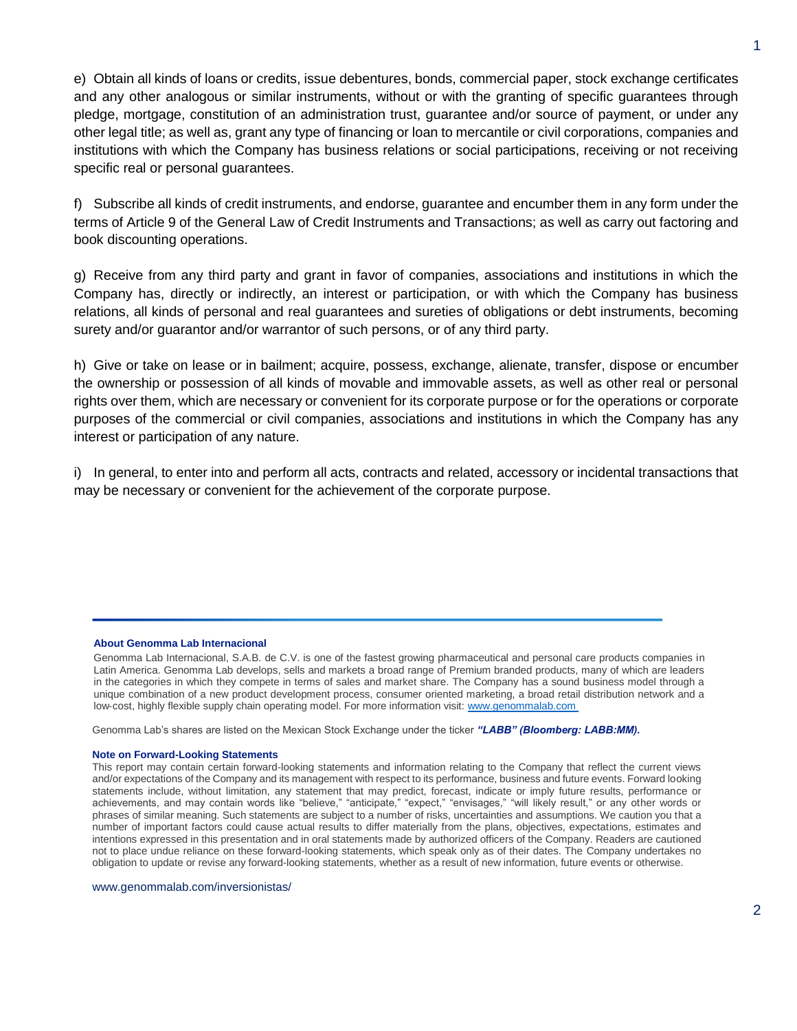e) Obtain all kinds of loans or credits, issue debentures, bonds, commercial paper, stock exchange certificates and any other analogous or similar instruments, without or with the granting of specific guarantees through pledge, mortgage, constitution of an administration trust, guarantee and/or source of payment, or under any other legal title; as well as, grant any type of financing or loan to mercantile or civil corporations, companies and institutions with which the Company has business relations or social participations, receiving or not receiving specific real or personal guarantees.

f) Subscribe all kinds of credit instruments, and endorse, guarantee and encumber them in any form under the terms of Article 9 of the General Law of Credit Instruments and Transactions; as well as carry out factoring and book discounting operations.

g) Receive from any third party and grant in favor of companies, associations and institutions in which the Company has, directly or indirectly, an interest or participation, or with which the Company has business relations, all kinds of personal and real guarantees and sureties of obligations or debt instruments, becoming surety and/or guarantor and/or warrantor of such persons, or of any third party.

h) Give or take on lease or in bailment; acquire, possess, exchange, alienate, transfer, dispose or encumber the ownership or possession of all kinds of movable and immovable assets, as well as other real or personal rights over them, which are necessary or convenient for its corporate purpose or for the operations or corporate purposes of the commercial or civil companies, associations and institutions in which the Company has any interest or participation of any nature.

i) In general, to enter into and perform all acts, contracts and related, accessory or incidental transactions that may be necessary or convenient for the achievement of the corporate purpose.

---

**About Genomma Lab Internacional**

Genomma Lab Internacional, S.A.B. de C.V. is one of the fastest growing pharmaceutical and personal care products companies in Latin America. Genomma Lab develops, sells and markets a broad range of Premium branded products, many of which are leaders in the categories in which they compete in terms of sales and market share. The Company has a sound business model through a unique combination of a new product development process, consumer oriented marketing, a broad retail distribution network and a low-cost, highly flexible supply chain operating model. For more information visit: www.genommalab.com

Genomma Lab's shares are listed on the Mexican Stock Exchange under the ticker ***"LABB" (Bloomberg: LABB:MM).***

**Note on Forward-Looking Statements**

This report may contain certain forward-looking statements and information relating to the Company that reflect the current views and/or expectations of the Company and its management with respect to its performance, business and future events. Forward looking statements include, without limitation, any statement that may predict, forecast, indicate or imply future results, performance or achievements, and may contain words like "believe," "anticipate," "expect," "envisages," "will likely result," or any other words or phrases of similar meaning. Such statements are subject to a number of risks, uncertainties and assumptions. We caution you that a number of important factors could cause actual results to differ materially from the plans, objectives, expectations, estimates and intentions expressed in this presentation and in oral statements made by authorized officers of the Company. Readers are cautioned not to place undue reliance on these forward-looking statements, which speak only as of their dates. The Company undertakes no obligation to update or revise any forward-looking statements, whether as a result of new information, future events or otherwise.

www.genommalab.com/inversionistas/